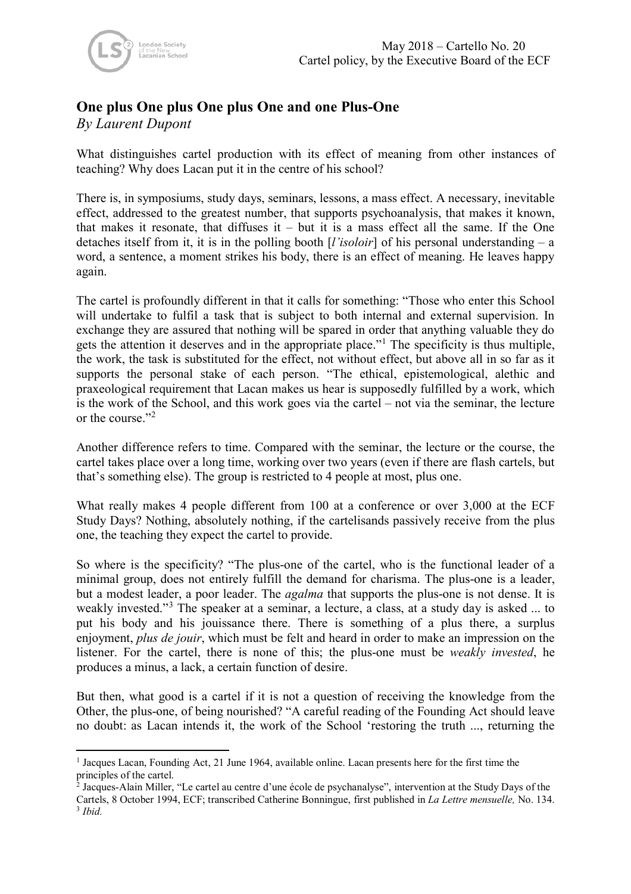May 2018 – Cartello No. 20
Cartel policy, by the Executive Board of the ECF

# One plus One plus One plus One and one Plus-One

*By Laurent Dupont*

What distinguishes cartel production with its effect of meaning from other instances of teaching? Why does Lacan put it in the centre of his school?

There is, in symposiums, study days, seminars, lessons, a mass effect. A necessary, inevitable effect, addressed to the greatest number, that supports psychoanalysis, that makes it known, that makes it resonate, that diffuses it – but it is a mass effect all the same. If the One detaches itself from it, it is in the polling booth [*l'isoloir*] of his personal understanding – a word, a sentence, a moment strikes his body, there is an effect of meaning. He leaves happy again.

The cartel is profoundly different in that it calls for something: "Those who enter this School will undertake to fulfil a task that is subject to both internal and external supervision. In exchange they are assured that nothing will be spared in order that anything valuable they do gets the attention it deserves and in the appropriate place."[1] The specificity is thus multiple, the work, the task is substituted for the effect, not without effect, but above all in so far as it supports the personal stake of each person. "The ethical, epistemological, alethic and praxeological requirement that Lacan makes us hear is supposedly fulfilled by a work, which is the work of the School, and this work goes via the cartel – not via the seminar, the lecture or the course."[2]

Another difference refers to time. Compared with the seminar, the lecture or the course, the cartel takes place over a long time, working over two years (even if there are flash cartels, but that's something else). The group is restricted to 4 people at most, plus one.

What really makes 4 people different from 100 at a conference or over 3,000 at the ECF Study Days? Nothing, absolutely nothing, if the cartelisands passively receive from the plus one, the teaching they expect the cartel to provide.

So where is the specificity? "The plus-one of the cartel, who is the functional leader of a minimal group, does not entirely fulfill the demand for charisma. The plus-one is a leader, but a modest leader, a poor leader. The *agalma* that supports the plus-one is not dense. It is weakly invested."[3] The speaker at a seminar, a lecture, a class, at a study day is asked ... to put his body and his jouissance there. There is something of a plus there, a surplus enjoyment, *plus de jouir*, which must be felt and heard in order to make an impression on the listener. For the cartel, there is none of this; the plus-one must be *weakly invested*, he produces a minus, a lack, a certain function of desire.

But then, what good is a cartel if it is not a question of receiving the knowledge from the Other, the plus-one, of being nourished? "A careful reading of the Founding Act should leave no doubt: as Lacan intends it, the work of the School 'restoring the truth ..., returning the

---

[1] Jacques Lacan, Founding Act, 21 June 1964, available online. Lacan presents here for the first time the principles of the cartel.

[2] Jacques-Alain Miller, "Le cartel au centre d'une école de psychanalyse", intervention at the Study Days of the Cartels, 8 October 1994, ECF; transcribed Catherine Bonningue, first published in *La Lettre mensuelle,* No. 134.

[3] *Ibid.*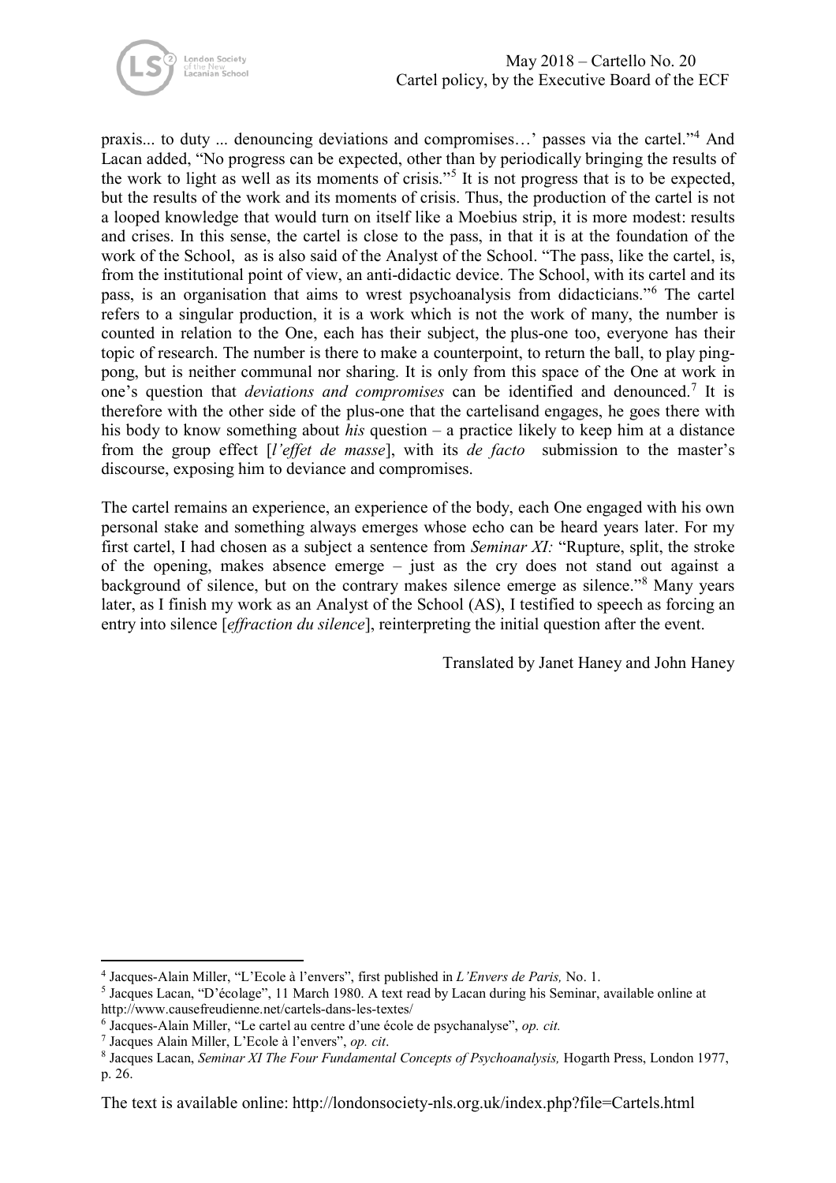praxis... to duty ... denouncing deviations and compromises…' passes via the cartel."[4] And Lacan added, "No progress can be expected, other than by periodically bringing the results of the work to light as well as its moments of crisis."[5] It is not progress that is to be expected, but the results of the work and its moments of crisis. Thus, the production of the cartel is not a looped knowledge that would turn on itself like a Moebius strip, it is more modest: results and crises. In this sense, the cartel is close to the pass, in that it is at the foundation of the work of the School, as is also said of the Analyst of the School. "The pass, like the cartel, is, from the institutional point of view, an anti-didactic device. The School, with its cartel and its pass, is an organisation that aims to wrest psychoanalysis from didacticians."[6] The cartel refers to a singular production, it is a work which is not the work of many, the number is counted in relation to the One, each has their subject, the plus-one too, everyone has their topic of research. The number is there to make a counterpoint, to return the ball, to play ping-pong, but is neither communal nor sharing. It is only from this space of the One at work in one's question that *deviations and compromises* can be identified and denounced.[7] It is therefore with the other side of the plus-one that the cartelisand engages, he goes there with his body to know something about *his* question – a practice likely to keep him at a distance from the group effect [*l'effet de masse*], with its *de facto* submission to the master's discourse, exposing him to deviance and compromises.

The cartel remains an experience, an experience of the body, each One engaged with his own personal stake and something always emerges whose echo can be heard years later. For my first cartel, I had chosen as a subject a sentence from *Seminar XI:* "Rupture, split, the stroke of the opening, makes absence emerge – just as the cry does not stand out against a background of silence, but on the contrary makes silence emerge as silence."[8] Many years later, as I finish my work as an Analyst of the School (AS), I testified to speech as forcing an entry into silence [*effraction du silence*], reinterpreting the initial question after the event.

Translated by Janet Haney and John Haney

---

[4] Jacques-Alain Miller, "L'Ecole à l'envers", first published in *L'Envers de Paris,* No. 1.

[5] Jacques Lacan, "D'écolage", 11 March 1980. A text read by Lacan during his Seminar, available online at http://www.causefreudienne.net/cartels-dans-les-textes/

[6] Jacques-Alain Miller, "Le cartel au centre d'une école de psychanalyse", *op. cit.*

[7] Jacques Alain Miller, L'Ecole à l'envers", *op. cit*.

[8] Jacques Lacan, *Seminar XI The Four Fundamental Concepts of Psychoanalysis,* Hogarth Press, London 1977, p. 26.

The text is available online: http://londonsociety-nls.org.uk/index.php?file=Cartels.html